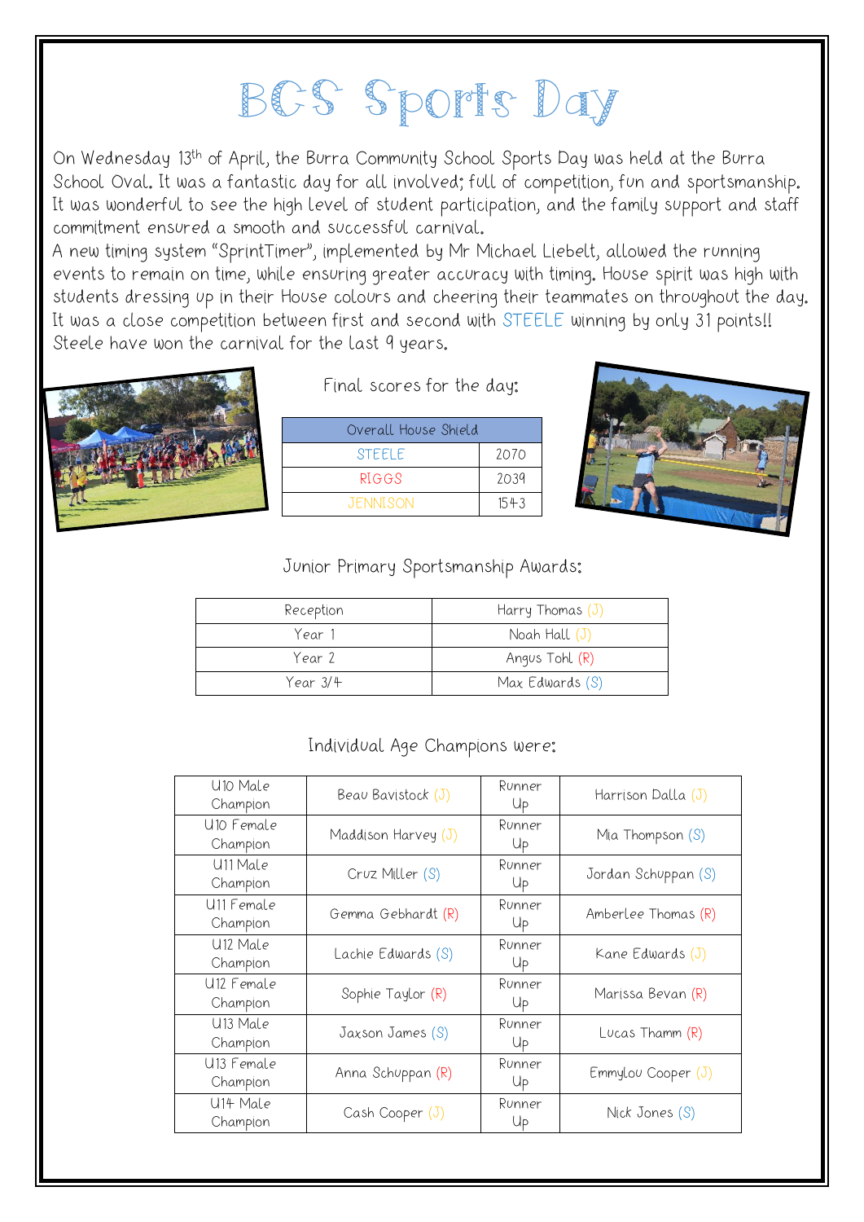# BCS Sports Day

On Wednesday 13th of April, the Burra Community School Sports Day was held at the Burra School Oval. It was a fantastic day for all involved; full of competition, fun and sportsmanship. It was wonderful to see the high level of student participation, and the family support and staff commitment ensured a smooth and successful carnival.

A new timing system "SprintTimer", implemented by Mr Michael Liebelt, allowed the running events to remain on time, while ensuring greater accuracy with timing. House spirit was high with students dressing up in their House colours and cheering their teammates on throughout the day. It was a close competition between first and second with STEELE winning by only 31 points!! Steele have won the carnival for the last 9 years.

Final scores for the day:

| Overall House Shield | |
|---|---|
| STEELE | 2070 |
| RIGGS | 2039 |
| JENNISON | 1543 |

Junior Primary Sportsmanship Awards:

| | |
|---|---|
| Reception | Harry Thomas (J) |
| Year 1 | Noah Hall (J) |
| Year 2 | Angus Tohl (R) |
| Year 3/4 | Max Edwards (S) |

Individual Age Champions were:

| | | | |
|---|---|---|---|
| U10 Male Champion | Beau Bavistock (J) | Runner Up | Harrison Dalla (J) |
| U10 Female Champion | Maddison Harvey (J) | Runner Up | Mia Thompson (S) |
| U11 Male Champion | Cruz Miller (S) | Runner Up | Jordan Schuppan (S) |
| U11 Female Champion | Gemma Gebhardt (R) | Runner Up | Amberlee Thomas (R) |
| U12 Male Champion | Lachie Edwards (S) | Runner Up | Kane Edwards (J) |
| U12 Female Champion | Sophie Taylor (R) | Runner Up | Marissa Bevan (R) |
| U13 Male Champion | Jaxson James (S) | Runner Up | Lucas Thamm (R) |
| U13 Female Champion | Anna Schuppan (R) | Runner Up | Emmylou Cooper (J) |
| U14 Male Champion | Cash Cooper (J) | Runner Up | Nick Jones (S) |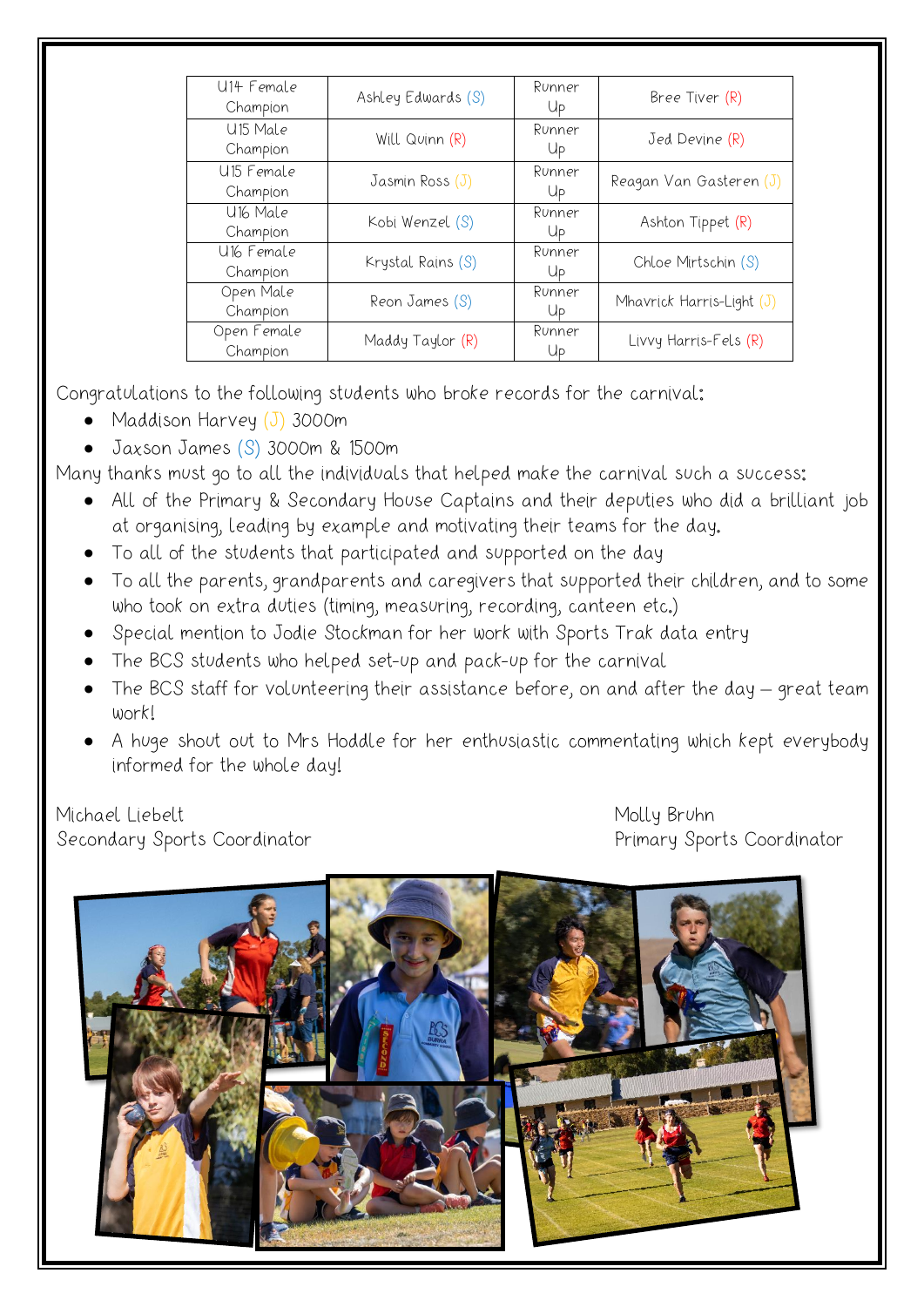| | | | |
|---|---|---|---|
| U14 Female Champion | Ashley Edwards (S) | Runner Up | Bree Tiver (R) |
| U15 Male Champion | Will Quinn (R) | Runner Up | Jed Devine (R) |
| U15 Female Champion | Jasmin Ross (J) | Runner Up | Reagan Van Gasteren (J) |
| U16 Male Champion | Kobi Wenzel (S) | Runner Up | Ashton Tippet (R) |
| U16 Female Champion | Krystal Rains (S) | Runner Up | Chloe Mirtschin (S) |
| Open Male Champion | Reon James (S) | Runner Up | Mhavrick Harris-Light (J) |
| Open Female Champion | Maddy Taylor (R) | Runner Up | Livvy Harris-Fels (R) |

Congratulations to the following students who broke records for the carnival:

- Maddison Harvey (J) 3000m
- Jaxson James (S) 3000m & 1500m

Many thanks must go to all the individuals that helped make the carnival such a success:

- All of the Primary & Secondary House Captains and their deputies who did a brilliant job at organising, leading by example and motivating their teams for the day.
- To all of the students that participated and supported on the day
- To all the parents, grandparents and caregivers that supported their children, and to some who took on extra duties (timing, measuring, recording, canteen etc.)
- Special mention to Jodie Stockman for her work with Sports Trak data entry
- The BCS students who helped set-up and pack-up for the carnival
- The BCS staff for volunteering their assistance before, on and after the day – great team work!
- A huge shout out to Mrs Hoddle for her enthusiastic commentating which kept everybody informed for the whole day!

Michael Liebelt
Secondary Sports Coordinator

Molly Bruhn
Primary Sports Coordinator